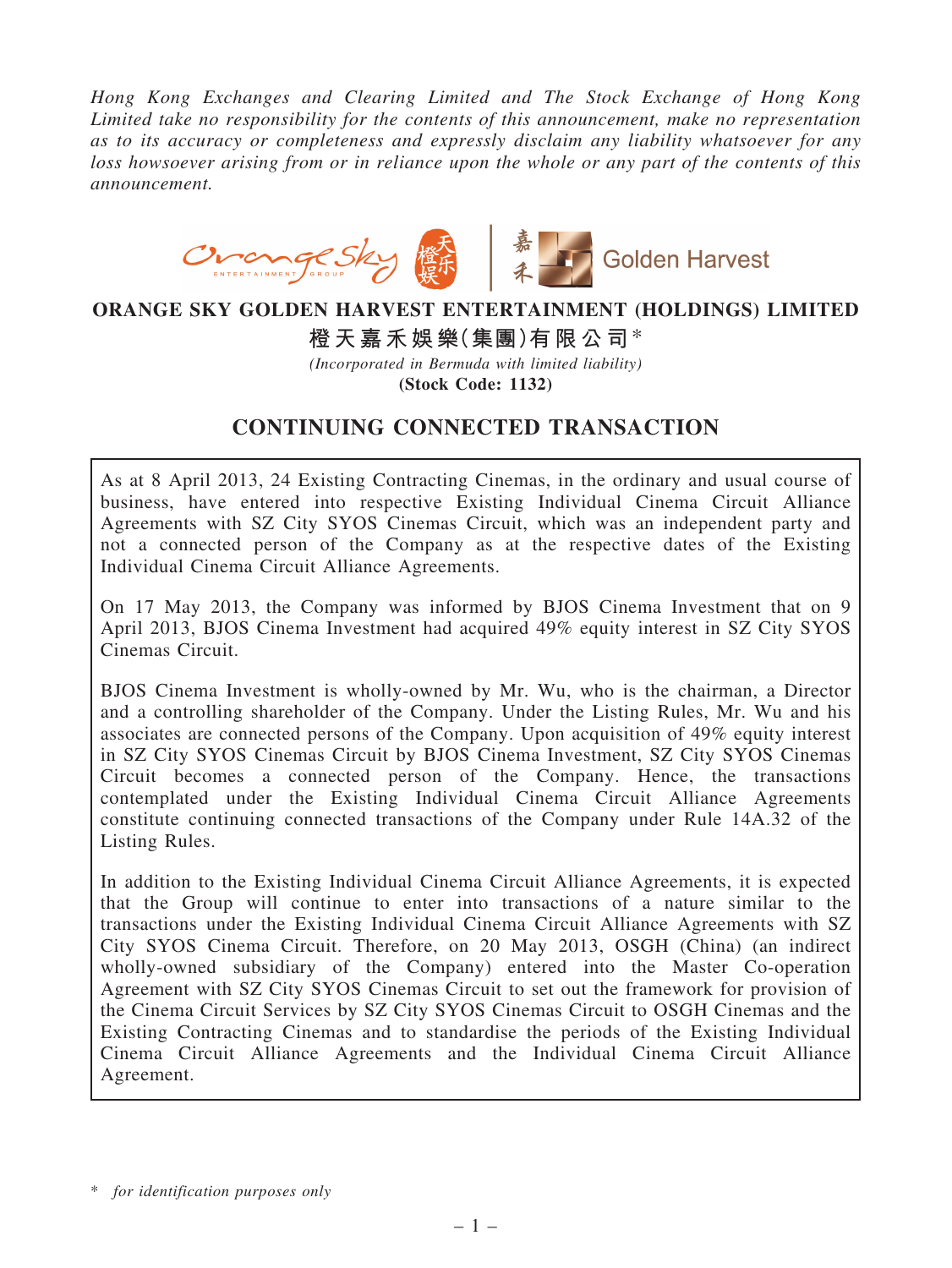*Hong Kong Exchanges and Clearing Limited and The Stock Exchange of Hong Kong Limited take no responsibility for the contents of this announcement, make no representation as to its accuracy or completeness and expressly disclaim any liability whatsoever for any loss howsoever arising from or in reliance upon the whole or any part of the contents of this announcement.*

# ORANGE SKY GOLDEN HARVEST ENTERTAINMENT (HOLDINGS) LIMITED

# 橙天嘉禾娛樂(集團)有限公司*

*(Incorporated in Bermuda with limited liability)*

**(Stock Code: 1132)**

## CONTINUING CONNECTED TRANSACTION

As at 8 April 2013, 24 Existing Contracting Cinemas, in the ordinary and usual course of business, have entered into respective Existing Individual Cinema Circuit Alliance Agreements with SZ City SYOS Cinemas Circuit, which was an independent party and not a connected person of the Company as at the respective dates of the Existing Individual Cinema Circuit Alliance Agreements.

On 17 May 2013, the Company was informed by BJOS Cinema Investment that on 9 April 2013, BJOS Cinema Investment had acquired 49% equity interest in SZ City SYOS Cinemas Circuit.

BJOS Cinema Investment is wholly-owned by Mr. Wu, who is the chairman, a Director and a controlling shareholder of the Company. Under the Listing Rules, Mr. Wu and his associates are connected persons of the Company. Upon acquisition of 49% equity interest in SZ City SYOS Cinemas Circuit by BJOS Cinema Investment, SZ City SYOS Cinemas Circuit becomes a connected person of the Company. Hence, the transactions contemplated under the Existing Individual Cinema Circuit Alliance Agreements constitute continuing connected transactions of the Company under Rule 14A.32 of the Listing Rules.

In addition to the Existing Individual Cinema Circuit Alliance Agreements, it is expected that the Group will continue to enter into transactions of a nature similar to the transactions under the Existing Individual Cinema Circuit Alliance Agreements with SZ City SYOS Cinema Circuit. Therefore, on 20 May 2013, OSGH (China) (an indirect wholly-owned subsidiary of the Company) entered into the Master Co-operation Agreement with SZ City SYOS Cinemas Circuit to set out the framework for provision of the Cinema Circuit Services by SZ City SYOS Cinemas Circuit to OSGH Cinemas and the Existing Contracting Cinemas and to standardise the periods of the Existing Individual Cinema Circuit Alliance Agreements and the Individual Cinema Circuit Alliance Agreement.

\* *for identification purposes only*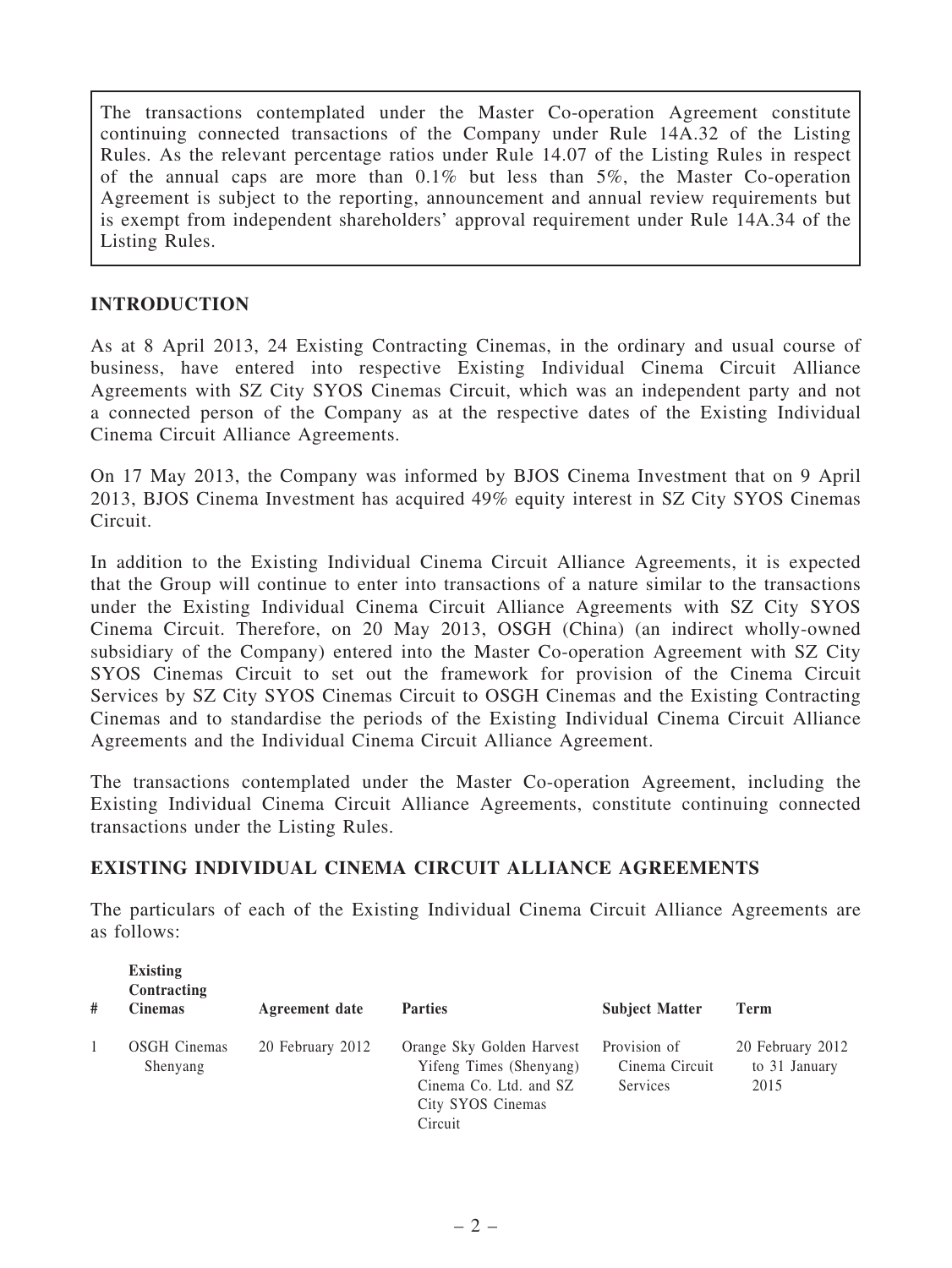The transactions contemplated under the Master Co-operation Agreement constitute continuing connected transactions of the Company under Rule 14A.32 of the Listing Rules. As the relevant percentage ratios under Rule 14.07 of the Listing Rules in respect of the annual caps are more than 0.1% but less than 5%, the Master Co-operation Agreement is subject to the reporting, announcement and annual review requirements but is exempt from independent shareholders' approval requirement under Rule 14A.34 of the Listing Rules.

## INTRODUCTION

As at 8 April 2013, 24 Existing Contracting Cinemas, in the ordinary and usual course of business, have entered into respective Existing Individual Cinema Circuit Alliance Agreements with SZ City SYOS Cinemas Circuit, which was an independent party and not a connected person of the Company as at the respective dates of the Existing Individual Cinema Circuit Alliance Agreements.

On 17 May 2013, the Company was informed by BJOS Cinema Investment that on 9 April 2013, BJOS Cinema Investment has acquired 49% equity interest in SZ City SYOS Cinemas Circuit.

In addition to the Existing Individual Cinema Circuit Alliance Agreements, it is expected that the Group will continue to enter into transactions of a nature similar to the transactions under the Existing Individual Cinema Circuit Alliance Agreements with SZ City SYOS Cinema Circuit. Therefore, on 20 May 2013, OSGH (China) (an indirect wholly-owned subsidiary of the Company) entered into the Master Co-operation Agreement with SZ City SYOS Cinemas Circuit to set out the framework for provision of the Cinema Circuit Services by SZ City SYOS Cinemas Circuit to OSGH Cinemas and the Existing Contracting Cinemas and to standardise the periods of the Existing Individual Cinema Circuit Alliance Agreements and the Individual Cinema Circuit Alliance Agreement.

The transactions contemplated under the Master Co-operation Agreement, including the Existing Individual Cinema Circuit Alliance Agreements, constitute continuing connected transactions under the Listing Rules.

## EXISTING INDIVIDUAL CINEMA CIRCUIT ALLIANCE AGREEMENTS

The particulars of each of the Existing Individual Cinema Circuit Alliance Agreements are as follows:

| # | Existing Contracting Cinemas | Agreement date | Parties | Subject Matter | Term |
|---|---|---|---|---|---|
| 1 | OSGH Cinemas Shenyang | 20 February 2012 | Orange Sky Golden Harvest Yifeng Times (Shenyang) Cinema Co. Ltd. and SZ City SYOS Cinemas Circuit | Provision of Cinema Circuit Services | 20 February 2012 to 31 January 2015 |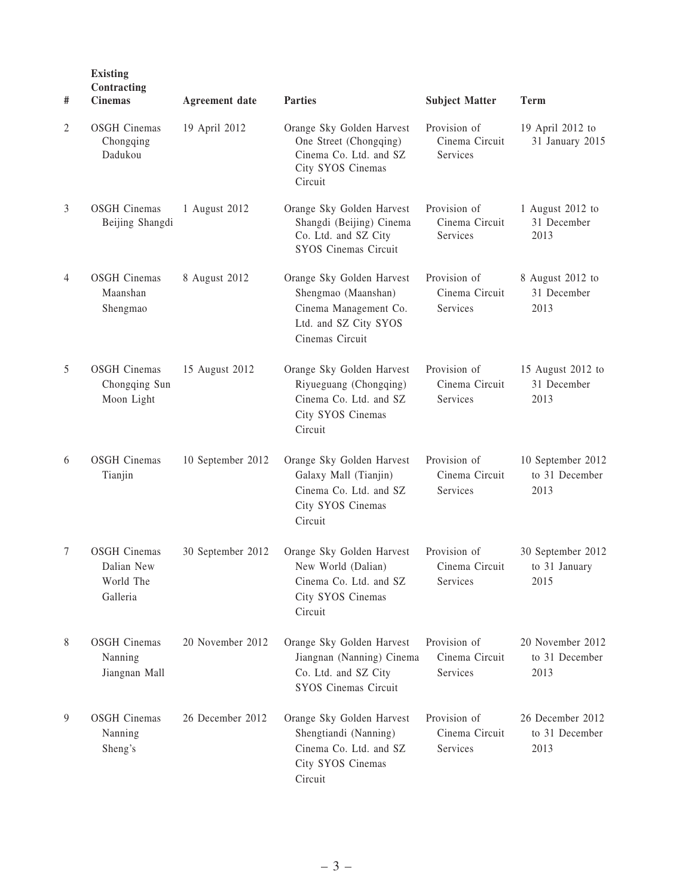| # | Existing Contracting Cinemas | Agreement date | Parties | Subject Matter | Term |
|---|---|---|---|---|---|
| 2 | OSGH Cinemas Chongqing Dadukou | 19 April 2012 | Orange Sky Golden Harvest One Street (Chongqing) Cinema Co. Ltd. and SZ City SYOS Cinemas Circuit | Provision of Cinema Circuit Services | 19 April 2012 to 31 January 2015 |
| 3 | OSGH Cinemas Beijing Shangdi | 1 August 2012 | Orange Sky Golden Harvest Shangdi (Beijing) Cinema Co. Ltd. and SZ City SYOS Cinemas Circuit | Provision of Cinema Circuit Services | 1 August 2012 to 31 December 2013 |
| 4 | OSGH Cinemas Maanshan Shengmao | 8 August 2012 | Orange Sky Golden Harvest Shengmao (Maanshan) Cinema Management Co. Ltd. and SZ City SYOS Cinemas Circuit | Provision of Cinema Circuit Services | 8 August 2012 to 31 December 2013 |
| 5 | OSGH Cinemas Chongqing Sun Moon Light | 15 August 2012 | Orange Sky Golden Harvest Riyueguang (Chongqing) Cinema Co. Ltd. and SZ City SYOS Cinemas Circuit | Provision of Cinema Circuit Services | 15 August 2012 to 31 December 2013 |
| 6 | OSGH Cinemas Tianjin | 10 September 2012 | Orange Sky Golden Harvest Galaxy Mall (Tianjin) Cinema Co. Ltd. and SZ City SYOS Cinemas Circuit | Provision of Cinema Circuit Services | 10 September 2012 to 31 December 2013 |
| 7 | OSGH Cinemas Dalian New World The Galleria | 30 September 2012 | Orange Sky Golden Harvest New World (Dalian) Cinema Co. Ltd. and SZ City SYOS Cinemas Circuit | Provision of Cinema Circuit Services | 30 September 2012 to 31 January 2015 |
| 8 | OSGH Cinemas Nanning Jiangnan Mall | 20 November 2012 | Orange Sky Golden Harvest Jiangnan (Nanning) Cinema Co. Ltd. and SZ City SYOS Cinemas Circuit | Provision of Cinema Circuit Services | 20 November 2012 to 31 December 2013 |
| 9 | OSGH Cinemas Nanning Sheng's | 26 December 2012 | Orange Sky Golden Harvest Shengtiandi (Nanning) Cinema Co. Ltd. and SZ City SYOS Cinemas Circuit | Provision of Cinema Circuit Services | 26 December 2012 to 31 December 2013 |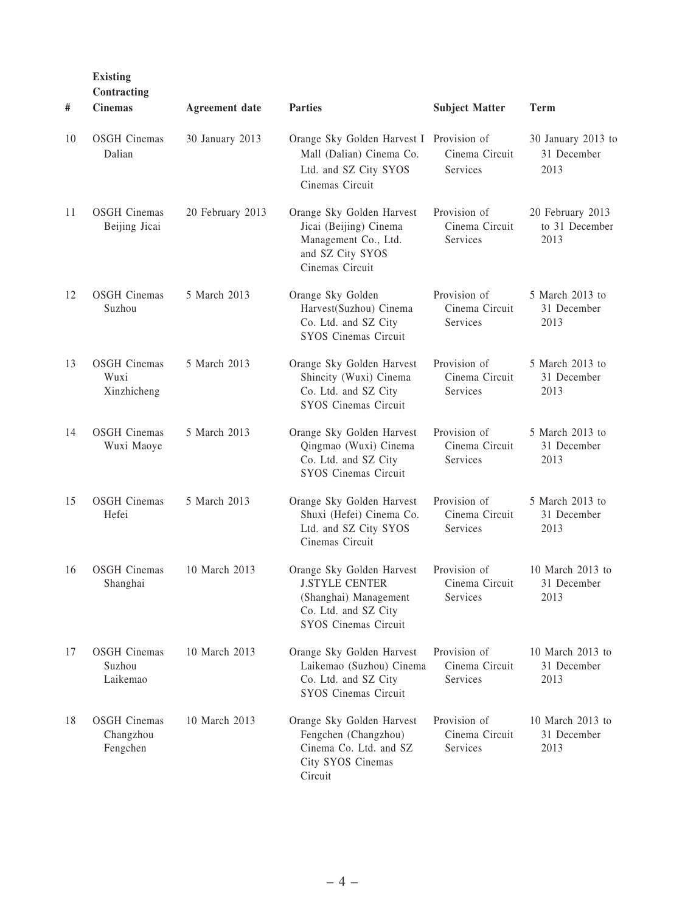| # | Existing Contracting Cinemas | Agreement date | Parties | Subject Matter | Term |
|---|---|---|---|---|---|
| 10 | OSGH Cinemas Dalian | 30 January 2013 | Orange Sky Golden Harvest I Mall (Dalian) Cinema Co. Ltd. and SZ City SYOS Cinemas Circuit | Provision of Cinema Circuit Services | 30 January 2013 to 31 December 2013 |
| 11 | OSGH Cinemas Beijing Jicai | 20 February 2013 | Orange Sky Golden Harvest Jicai (Beijing) Cinema Management Co., Ltd. and SZ City SYOS Cinemas Circuit | Provision of Cinema Circuit Services | 20 February 2013 to 31 December 2013 |
| 12 | OSGH Cinemas Suzhou | 5 March 2013 | Orange Sky Golden Harvest(Suzhou) Cinema Co. Ltd. and SZ City SYOS Cinemas Circuit | Provision of Cinema Circuit Services | 5 March 2013 to 31 December 2013 |
| 13 | OSGH Cinemas Wuxi Xinzhicheng | 5 March 2013 | Orange Sky Golden Harvest Shincity (Wuxi) Cinema Co. Ltd. and SZ City SYOS Cinemas Circuit | Provision of Cinema Circuit Services | 5 March 2013 to 31 December 2013 |
| 14 | OSGH Cinemas Wuxi Maoye | 5 March 2013 | Orange Sky Golden Harvest Qingmao (Wuxi) Cinema Co. Ltd. and SZ City SYOS Cinemas Circuit | Provision of Cinema Circuit Services | 5 March 2013 to 31 December 2013 |
| 15 | OSGH Cinemas Hefei | 5 March 2013 | Orange Sky Golden Harvest Shuxi (Hefei) Cinema Co. Ltd. and SZ City SYOS Cinemas Circuit | Provision of Cinema Circuit Services | 5 March 2013 to 31 December 2013 |
| 16 | OSGH Cinemas Shanghai | 10 March 2013 | Orange Sky Golden Harvest J.STYLE CENTER (Shanghai) Management Co. Ltd. and SZ City SYOS Cinemas Circuit | Provision of Cinema Circuit Services | 10 March 2013 to 31 December 2013 |
| 17 | OSGH Cinemas Suzhou Laikemao | 10 March 2013 | Orange Sky Golden Harvest Laikemao (Suzhou) Cinema Co. Ltd. and SZ City SYOS Cinemas Circuit | Provision of Cinema Circuit Services | 10 March 2013 to 31 December 2013 |
| 18 | OSGH Cinemas Changzhou Fengchen | 10 March 2013 | Orange Sky Golden Harvest Fengchen (Changzhou) Cinema Co. Ltd. and SZ City SYOS Cinemas Circuit | Provision of Cinema Circuit Services | 10 March 2013 to 31 December 2013 |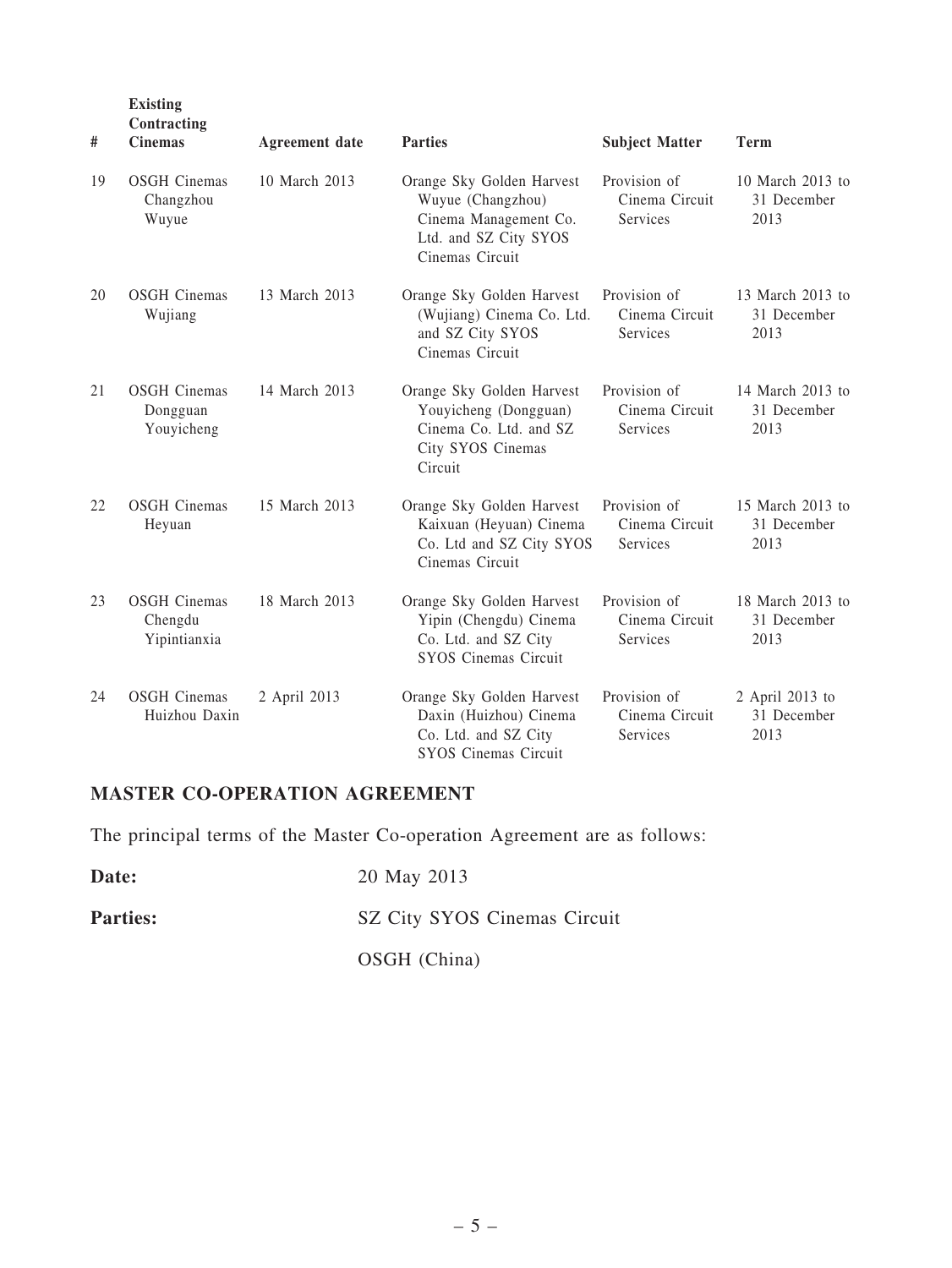| # | Existing Contracting Cinemas | Agreement date | Parties | Subject Matter | Term |
|---|---|---|---|---|---|
| 19 | OSGH Cinemas Changzhou Wuyue | 10 March 2013 | Orange Sky Golden Harvest Wuyue (Changzhou) Cinema Management Co. Ltd. and SZ City SYOS Cinemas Circuit | Provision of Cinema Circuit Services | 10 March 2013 to 31 December 2013 |
| 20 | OSGH Cinemas Wujiang | 13 March 2013 | Orange Sky Golden Harvest (Wujiang) Cinema Co. Ltd. and SZ City SYOS Cinemas Circuit | Provision of Cinema Circuit Services | 13 March 2013 to 31 December 2013 |
| 21 | OSGH Cinemas Dongguan Youyicheng | 14 March 2013 | Orange Sky Golden Harvest Youyicheng (Dongguan) Cinema Co. Ltd. and SZ City SYOS Cinemas Circuit | Provision of Cinema Circuit Services | 14 March 2013 to 31 December 2013 |
| 22 | OSGH Cinemas Heyuan | 15 March 2013 | Orange Sky Golden Harvest Kaixuan (Heyuan) Cinema Co. Ltd and SZ City SYOS Cinemas Circuit | Provision of Cinema Circuit Services | 15 March 2013 to 31 December 2013 |
| 23 | OSGH Cinemas Chengdu Yipintianxia | 18 March 2013 | Orange Sky Golden Harvest Yipin (Chengdu) Cinema Co. Ltd. and SZ City SYOS Cinemas Circuit | Provision of Cinema Circuit Services | 18 March 2013 to 31 December 2013 |
| 24 | OSGH Cinemas Huizhou Daxin | 2 April 2013 | Orange Sky Golden Harvest Daxin (Huizhou) Cinema Co. Ltd. and SZ City SYOS Cinemas Circuit | Provision of Cinema Circuit Services | 2 April 2013 to 31 December 2013 |

## MASTER CO-OPERATION AGREEMENT

The principal terms of the Master Co-operation Agreement are as follows:

**Date:** 20 May 2013

**Parties:** SZ City SYOS Cinemas Circuit

OSGH (China)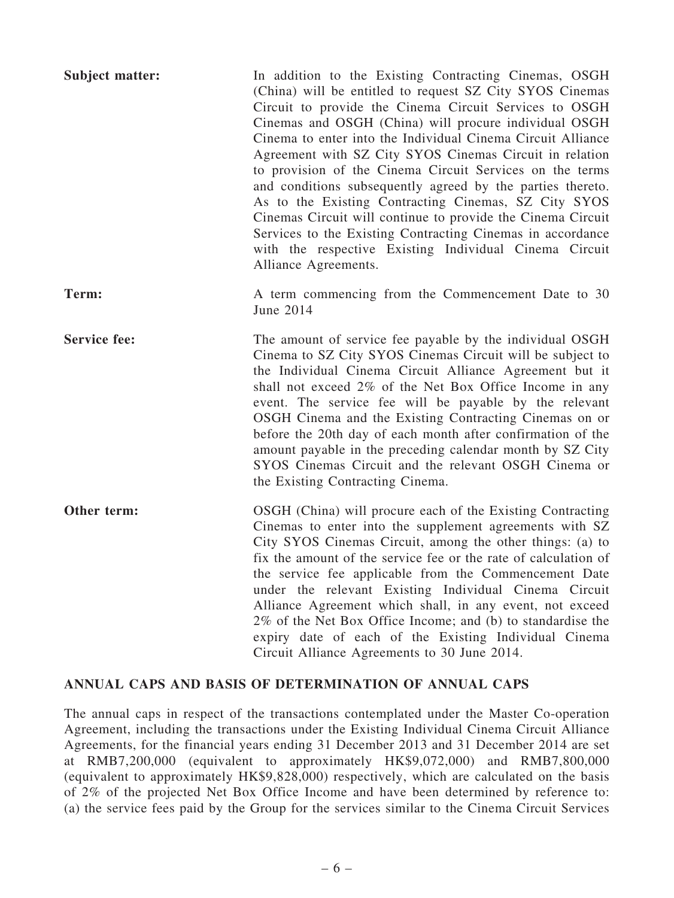**Subject matter:** In addition to the Existing Contracting Cinemas, OSGH (China) will be entitled to request SZ City SYOS Cinemas Circuit to provide the Cinema Circuit Services to OSGH Cinemas and OSGH (China) will procure individual OSGH Cinema to enter into the Individual Cinema Circuit Alliance Agreement with SZ City SYOS Cinemas Circuit in relation to provision of the Cinema Circuit Services on the terms and conditions subsequently agreed by the parties thereto. As to the Existing Contracting Cinemas, SZ City SYOS Cinemas Circuit will continue to provide the Cinema Circuit Services to the Existing Contracting Cinemas in accordance with the respective Existing Individual Cinema Circuit Alliance Agreements.

**Term:** A term commencing from the Commencement Date to 30 June 2014

**Service fee:** The amount of service fee payable by the individual OSGH Cinema to SZ City SYOS Cinemas Circuit will be subject to the Individual Cinema Circuit Alliance Agreement but it shall not exceed 2% of the Net Box Office Income in any event. The service fee will be payable by the relevant OSGH Cinema and the Existing Contracting Cinemas on or before the 20th day of each month after confirmation of the amount payable in the preceding calendar month by SZ City SYOS Cinemas Circuit and the relevant OSGH Cinema or the Existing Contracting Cinema.

**Other term:** OSGH (China) will procure each of the Existing Contracting Cinemas to enter into the supplement agreements with SZ City SYOS Cinemas Circuit, among the other things: (a) to fix the amount of the service fee or the rate of calculation of the service fee applicable from the Commencement Date under the relevant Existing Individual Cinema Circuit Alliance Agreement which shall, in any event, not exceed 2% of the Net Box Office Income; and (b) to standardise the expiry date of each of the Existing Individual Cinema Circuit Alliance Agreements to 30 June 2014.

## ANNUAL CAPS AND BASIS OF DETERMINATION OF ANNUAL CAPS

The annual caps in respect of the transactions contemplated under the Master Co-operation Agreement, including the transactions under the Existing Individual Cinema Circuit Alliance Agreements, for the financial years ending 31 December 2013 and 31 December 2014 are set at RMB7,200,000 (equivalent to approximately HK$9,072,000) and RMB7,800,000 (equivalent to approximately HK$9,828,000) respectively, which are calculated on the basis of 2% of the projected Net Box Office Income and have been determined by reference to: (a) the service fees paid by the Group for the services similar to the Cinema Circuit Services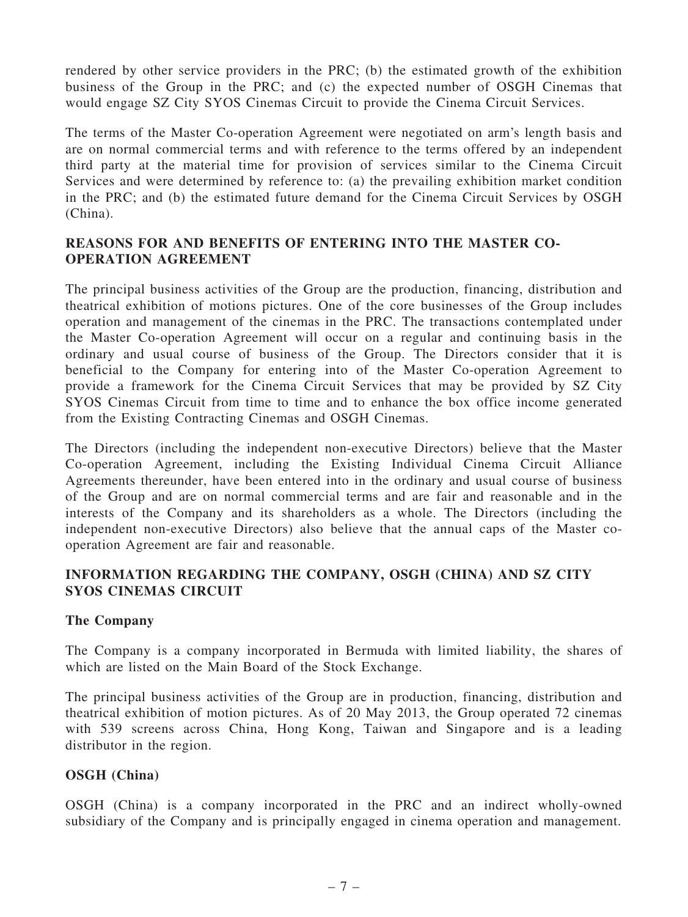rendered by other service providers in the PRC; (b) the estimated growth of the exhibition business of the Group in the PRC; and (c) the expected number of OSGH Cinemas that would engage SZ City SYOS Cinemas Circuit to provide the Cinema Circuit Services.

The terms of the Master Co-operation Agreement were negotiated on arm's length basis and are on normal commercial terms and with reference to the terms offered by an independent third party at the material time for provision of services similar to the Cinema Circuit Services and were determined by reference to: (a) the prevailing exhibition market condition in the PRC; and (b) the estimated future demand for the Cinema Circuit Services by OSGH (China).

## REASONS FOR AND BENEFITS OF ENTERING INTO THE MASTER CO-OPERATION AGREEMENT

The principal business activities of the Group are the production, financing, distribution and theatrical exhibition of motions pictures. One of the core businesses of the Group includes operation and management of the cinemas in the PRC. The transactions contemplated under the Master Co-operation Agreement will occur on a regular and continuing basis in the ordinary and usual course of business of the Group. The Directors consider that it is beneficial to the Company for entering into of the Master Co-operation Agreement to provide a framework for the Cinema Circuit Services that may be provided by SZ City SYOS Cinemas Circuit from time to time and to enhance the box office income generated from the Existing Contracting Cinemas and OSGH Cinemas.

The Directors (including the independent non-executive Directors) believe that the Master Co-operation Agreement, including the Existing Individual Cinema Circuit Alliance Agreements thereunder, have been entered into in the ordinary and usual course of business of the Group and are on normal commercial terms and are fair and reasonable and in the interests of the Company and its shareholders as a whole. The Directors (including the independent non-executive Directors) also believe that the annual caps of the Master co-operation Agreement are fair and reasonable.

## INFORMATION REGARDING THE COMPANY, OSGH (CHINA) AND SZ CITY SYOS CINEMAS CIRCUIT

### The Company

The Company is a company incorporated in Bermuda with limited liability, the shares of which are listed on the Main Board of the Stock Exchange.

The principal business activities of the Group are in production, financing, distribution and theatrical exhibition of motion pictures. As of 20 May 2013, the Group operated 72 cinemas with 539 screens across China, Hong Kong, Taiwan and Singapore and is a leading distributor in the region.

### OSGH (China)

OSGH (China) is a company incorporated in the PRC and an indirect wholly-owned subsidiary of the Company and is principally engaged in cinema operation and management.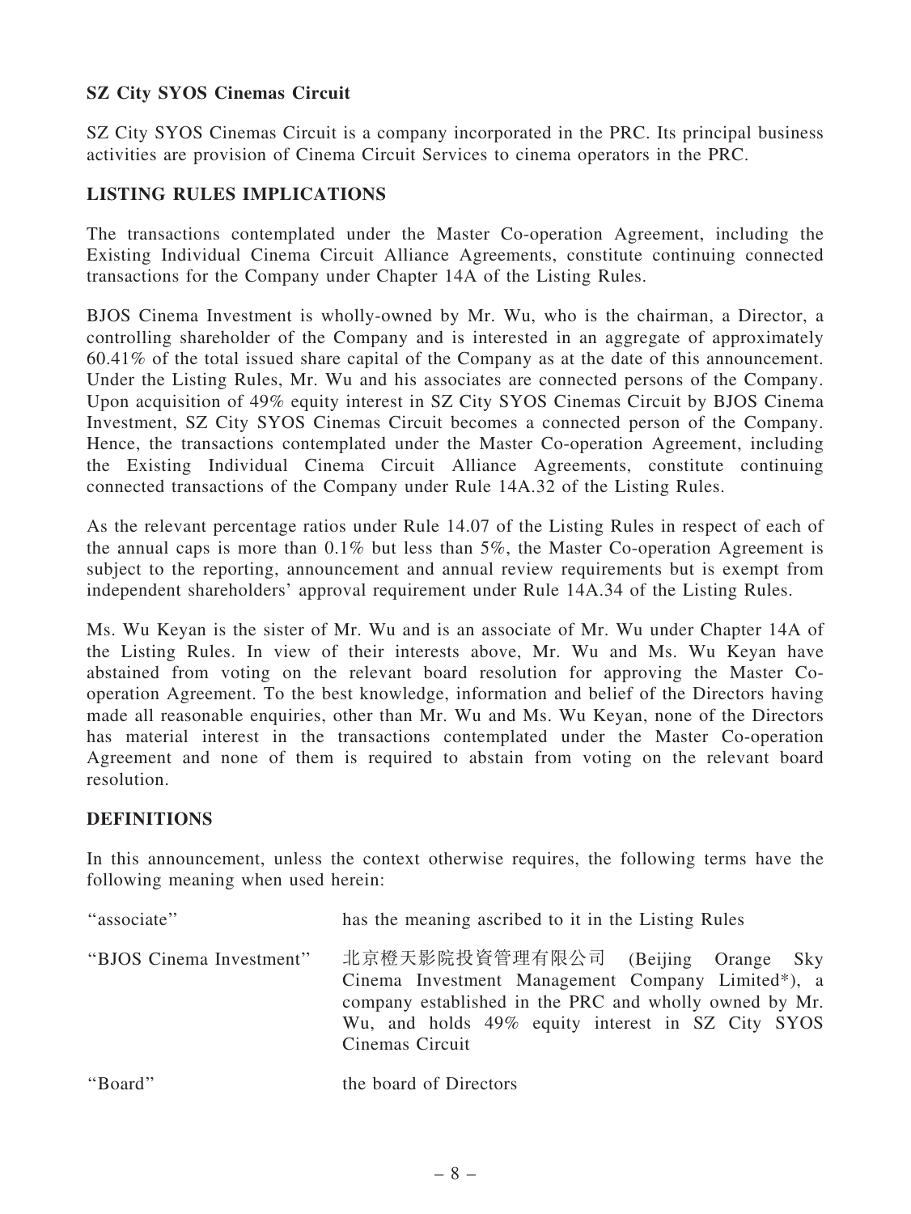**SZ City SYOS Cinemas Circuit**

SZ City SYOS Cinemas Circuit is a company incorporated in the PRC. Its principal business activities are provision of Cinema Circuit Services to cinema operators in the PRC.

## LISTING RULES IMPLICATIONS

The transactions contemplated under the Master Co-operation Agreement, including the Existing Individual Cinema Circuit Alliance Agreements, constitute continuing connected transactions for the Company under Chapter 14A of the Listing Rules.

BJOS Cinema Investment is wholly-owned by Mr. Wu, who is the chairman, a Director, a controlling shareholder of the Company and is interested in an aggregate of approximately 60.41% of the total issued share capital of the Company as at the date of this announcement. Under the Listing Rules, Mr. Wu and his associates are connected persons of the Company. Upon acquisition of 49% equity interest in SZ City SYOS Cinemas Circuit by BJOS Cinema Investment, SZ City SYOS Cinemas Circuit becomes a connected person of the Company. Hence, the transactions contemplated under the Master Co-operation Agreement, including the Existing Individual Cinema Circuit Alliance Agreements, constitute continuing connected transactions of the Company under Rule 14A.32 of the Listing Rules.

As the relevant percentage ratios under Rule 14.07 of the Listing Rules in respect of each of the annual caps is more than 0.1% but less than 5%, the Master Co-operation Agreement is subject to the reporting, announcement and annual review requirements but is exempt from independent shareholders' approval requirement under Rule 14A.34 of the Listing Rules.

Ms. Wu Keyan is the sister of Mr. Wu and is an associate of Mr. Wu under Chapter 14A of the Listing Rules. In view of their interests above, Mr. Wu and Ms. Wu Keyan have abstained from voting on the relevant board resolution for approving the Master Co-operation Agreement. To the best knowledge, information and belief of the Directors having made all reasonable enquiries, other than Mr. Wu and Ms. Wu Keyan, none of the Directors has material interest in the transactions contemplated under the Master Co-operation Agreement and none of them is required to abstain from voting on the relevant board resolution.

## DEFINITIONS

In this announcement, unless the context otherwise requires, the following terms have the following meaning when used herein:

| | |
|---|---|
| "associate" | has the meaning ascribed to it in the Listing Rules |
| "BJOS Cinema Investment" | 北京橙天影院投資管理有限公司 (Beijing Orange Sky Cinema Investment Management Company Limited*), a company established in the PRC and wholly owned by Mr. Wu, and holds 49% equity interest in SZ City SYOS Cinemas Circuit |
| "Board" | the board of Directors |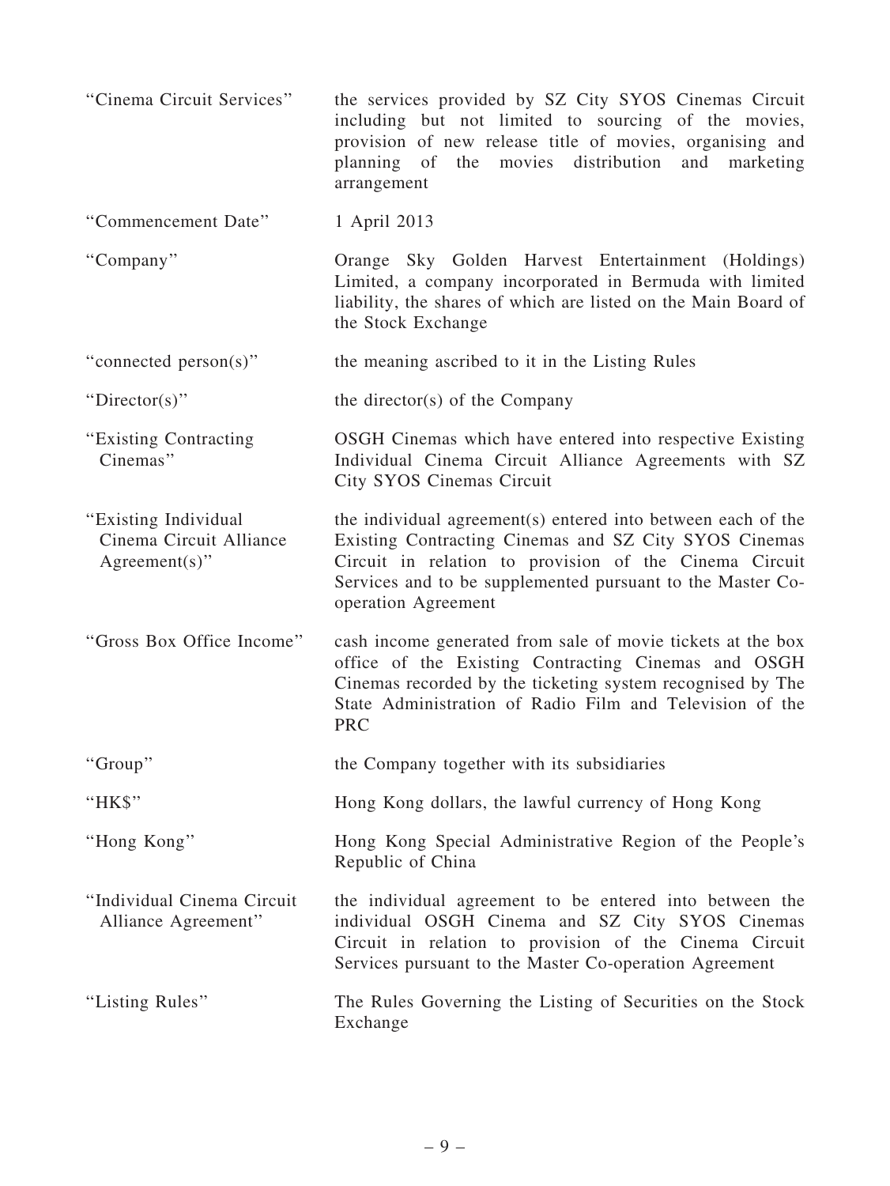| | |
|---|---|
| "Cinema Circuit Services" | the services provided by SZ City SYOS Cinemas Circuit including but not limited to sourcing of the movies, provision of new release title of movies, organising and planning of the movies distribution and marketing arrangement |
| "Commencement Date" | 1 April 2013 |
| "Company" | Orange Sky Golden Harvest Entertainment (Holdings) Limited, a company incorporated in Bermuda with limited liability, the shares of which are listed on the Main Board of the Stock Exchange |
| "connected person(s)" | the meaning ascribed to it in the Listing Rules |
| "Director(s)" | the director(s) of the Company |
| "Existing Contracting Cinemas" | OSGH Cinemas which have entered into respective Existing Individual Cinema Circuit Alliance Agreements with SZ City SYOS Cinemas Circuit |
| "Existing Individual Cinema Circuit Alliance Agreement(s)" | the individual agreement(s) entered into between each of the Existing Contracting Cinemas and SZ City SYOS Cinemas Circuit in relation to provision of the Cinema Circuit Services and to be supplemented pursuant to the Master Co-operation Agreement |
| "Gross Box Office Income" | cash income generated from sale of movie tickets at the box office of the Existing Contracting Cinemas and OSGH Cinemas recorded by the ticketing system recognised by The State Administration of Radio Film and Television of the PRC |
| "Group" | the Company together with its subsidiaries |
| "HK$" | Hong Kong dollars, the lawful currency of Hong Kong |
| "Hong Kong" | Hong Kong Special Administrative Region of the People's Republic of China |
| "Individual Cinema Circuit Alliance Agreement" | the individual agreement to be entered into between the individual OSGH Cinema and SZ City SYOS Cinemas Circuit in relation to provision of the Cinema Circuit Services pursuant to the Master Co-operation Agreement |
| "Listing Rules" | The Rules Governing the Listing of Securities on the Stock Exchange |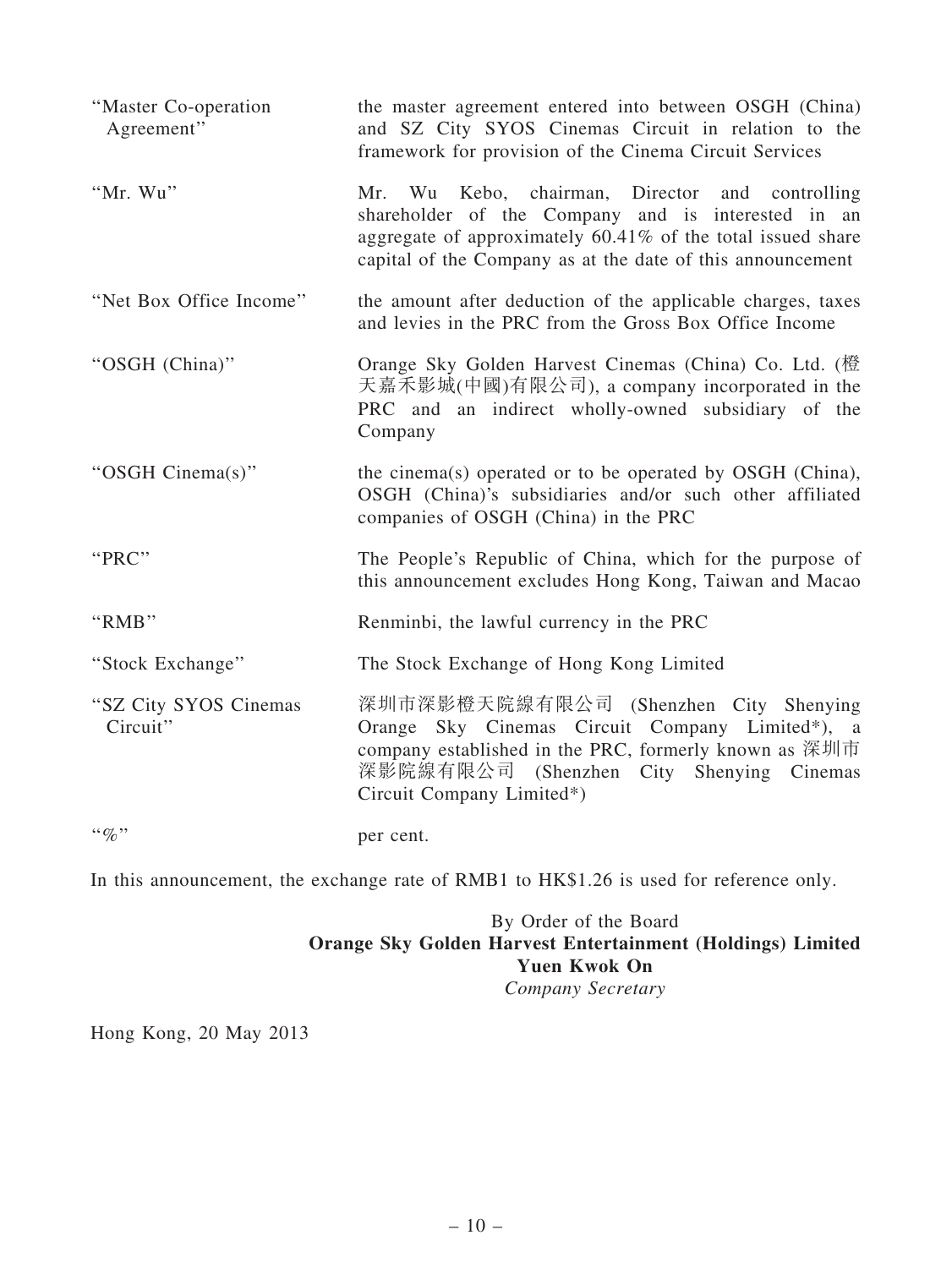| | |
|---|---|
| "Master Co-operation Agreement" | the master agreement entered into between OSGH (China) and SZ City SYOS Cinemas Circuit in relation to the framework for provision of the Cinema Circuit Services |
| "Mr. Wu" | Mr. Wu Kebo, chairman, Director and controlling shareholder of the Company and is interested in an aggregate of approximately 60.41% of the total issued share capital of the Company as at the date of this announcement |
| "Net Box Office Income" | the amount after deduction of the applicable charges, taxes and levies in the PRC from the Gross Box Office Income |
| "OSGH (China)" | Orange Sky Golden Harvest Cinemas (China) Co. Ltd. (橙天嘉禾影城(中國)有限公司), a company incorporated in the PRC and an indirect wholly-owned subsidiary of the Company |
| "OSGH Cinema(s)" | the cinema(s) operated or to be operated by OSGH (China), OSGH (China)'s subsidiaries and/or such other affiliated companies of OSGH (China) in the PRC |
| "PRC" | The People's Republic of China, which for the purpose of this announcement excludes Hong Kong, Taiwan and Macao |
| "RMB" | Renminbi, the lawful currency in the PRC |
| "Stock Exchange" | The Stock Exchange of Hong Kong Limited |
| "SZ City SYOS Cinemas Circuit" | 深圳市深影橙天院線有限公司 (Shenzhen City Shenying Orange Sky Cinemas Circuit Company Limited*), a company established in the PRC, formerly known as 深圳市深影院線有限公司 (Shenzhen City Shenying Cinemas Circuit Company Limited*) |
| "%" | per cent. |

In this announcement, the exchange rate of RMB1 to HK$1.26 is used for reference only.

By Order of the Board
**Orange Sky Golden Harvest Entertainment (Holdings) Limited**
**Yuen Kwok On**
*Company Secretary*

Hong Kong, 20 May 2013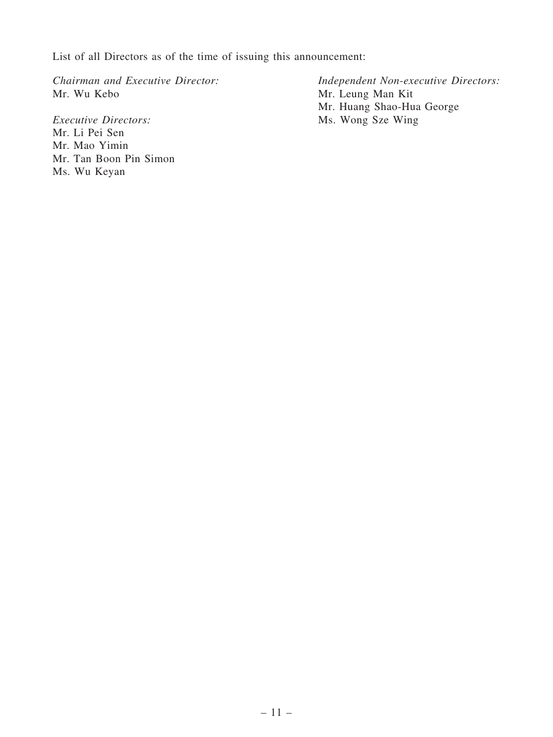List of all Directors as of the time of issuing this announcement:

*Chairman and Executive Director:*
Mr. Wu Kebo

*Executive Directors:*
Mr. Li Pei Sen
Mr. Mao Yimin
Mr. Tan Boon Pin Simon
Ms. Wu Keyan

*Independent Non-executive Directors:*
Mr. Leung Man Kit
Mr. Huang Shao-Hua George
Ms. Wong Sze Wing